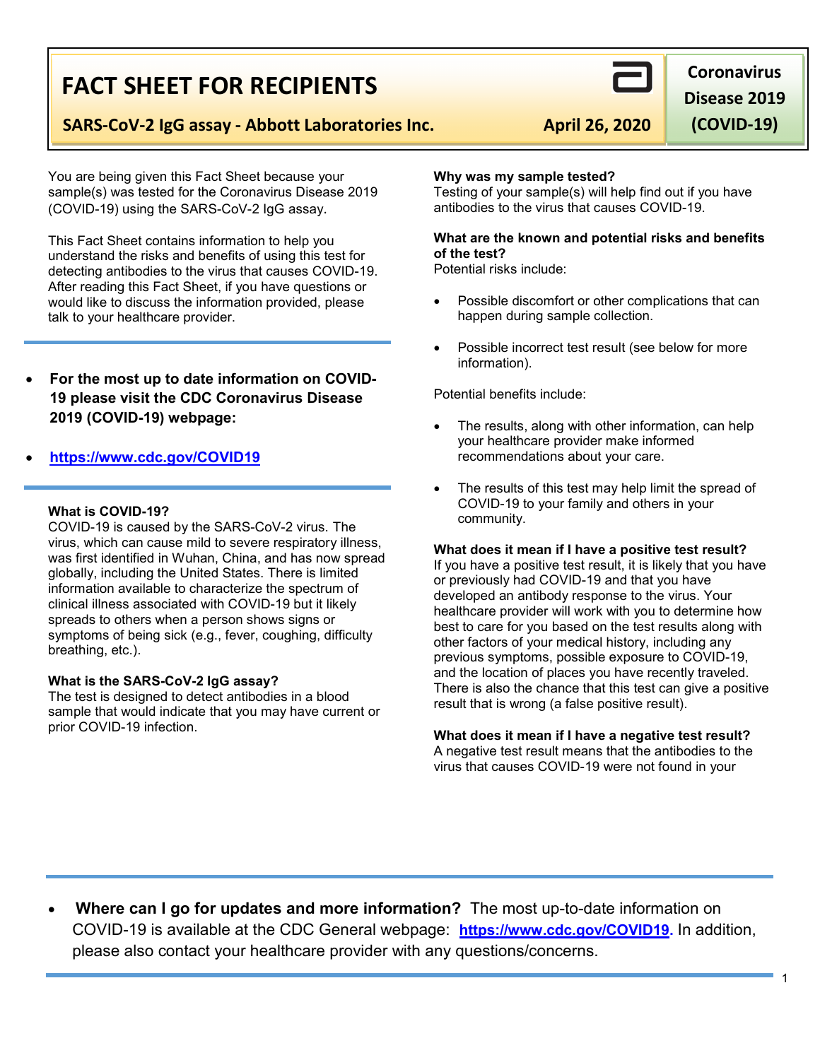# FACT SHEET FOR RECIPIENTS

**SARS-CoV-2 IgG assay - Abbott Laboratories Inc.** **April 26, 2020**

**Coronavirus Disease 2019 (COVID-19)**

You are being given this Fact Sheet because your sample(s) was tested for the Coronavirus Disease 2019 (COVID-19) using the SARS-CoV-2 IgG assay.

This Fact Sheet contains information to help you understand the risks and benefits of using this test for detecting antibodies to the virus that causes COVID-19. After reading this Fact Sheet, if you have questions or would like to discuss the information provided, please talk to your healthcare provider.

- **For the most up to date information on COVID-19 please visit the CDC Coronavirus Disease 2019 (COVID-19) webpage:**
- **https://www.cdc.gov/COVID19**

**What is COVID-19?**
COVID-19 is caused by the SARS-CoV-2 virus. The virus, which can cause mild to severe respiratory illness, was first identified in Wuhan, China, and has now spread globally, including the United States. There is limited information available to characterize the spectrum of clinical illness associated with COVID-19 but it likely spreads to others when a person shows signs or symptoms of being sick (e.g., fever, coughing, difficulty breathing, etc.).

**What is the SARS-CoV-2 IgG assay?**
The test is designed to detect antibodies in a blood sample that would indicate that you may have current or prior COVID-19 infection.

**Why was my sample tested?**
Testing of your sample(s) will help find out if you have antibodies to the virus that causes COVID-19.

**What are the known and potential risks and benefits of the test?**
Potential risks include:

- Possible discomfort or other complications that can happen during sample collection.
- Possible incorrect test result (see below for more information).

Potential benefits include:

- The results, along with other information, can help your healthcare provider make informed recommendations about your care.
- The results of this test may help limit the spread of COVID-19 to your family and others in your community.

**What does it mean if I have a positive test result?**
If you have a positive test result, it is likely that you have or previously had COVID-19 and that you have developed an antibody response to the virus. Your healthcare provider will work with you to determine how best to care for you based on the test results along with other factors of your medical history, including any previous symptoms, possible exposure to COVID-19, and the location of places you have recently traveled. There is also the chance that this test can give a positive result that is wrong (a false positive result).

**What does it mean if I have a negative test result?**
A negative test result means that the antibodies to the virus that causes COVID-19 were not found in your

- **Where can I go for updates and more information?** The most up-to-date information on COVID-19 is available at the CDC General webpage: **https://www.cdc.gov/COVID19.** In addition, please also contact your healthcare provider with any questions/concerns.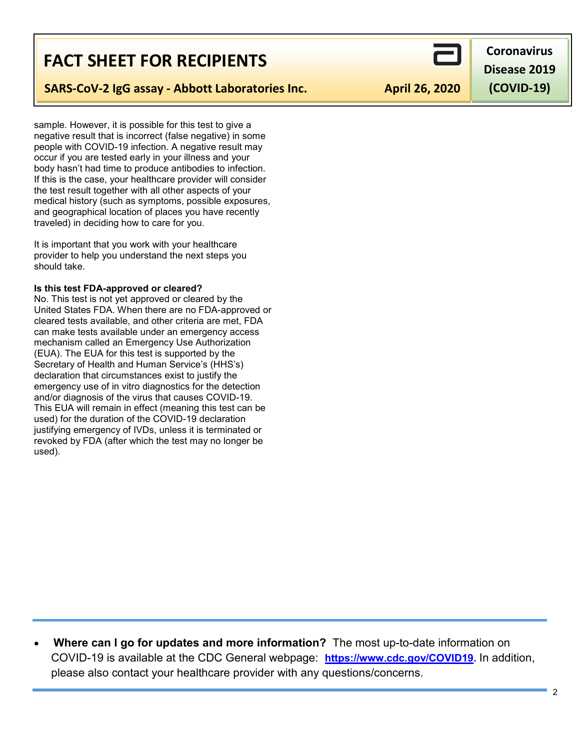sample. However, it is possible for this test to give a negative result that is incorrect (false negative) in some people with COVID-19 infection. A negative result may occur if you are tested early in your illness and your body hasn't had time to produce antibodies to infection. If this is the case, your healthcare provider will consider the test result together with all other aspects of your medical history (such as symptoms, possible exposures, and geographical location of places you have recently traveled) in deciding how to care for you.

It is important that you work with your healthcare provider to help you understand the next steps you should take.

**Is this test FDA-approved or cleared?**

No. This test is not yet approved or cleared by the United States FDA. When there are no FDA-approved or cleared tests available, and other criteria are met, FDA can make tests available under an emergency access mechanism called an Emergency Use Authorization (EUA). The EUA for this test is supported by the Secretary of Health and Human Service's (HHS's) declaration that circumstances exist to justify the emergency use of in vitro diagnostics for the detection and/or diagnosis of the virus that causes COVID-19. This EUA will remain in effect (meaning this test can be used) for the duration of the COVID-19 declaration justifying emergency of IVDs, unless it is terminated or revoked by FDA (after which the test may no longer be used).

---

- **Where can I go for updates and more information?** The most up-to-date information on COVID-19 is available at the CDC General webpage: **https://www.cdc.gov/COVID19**. In addition, please also contact your healthcare provider with any questions/concerns.